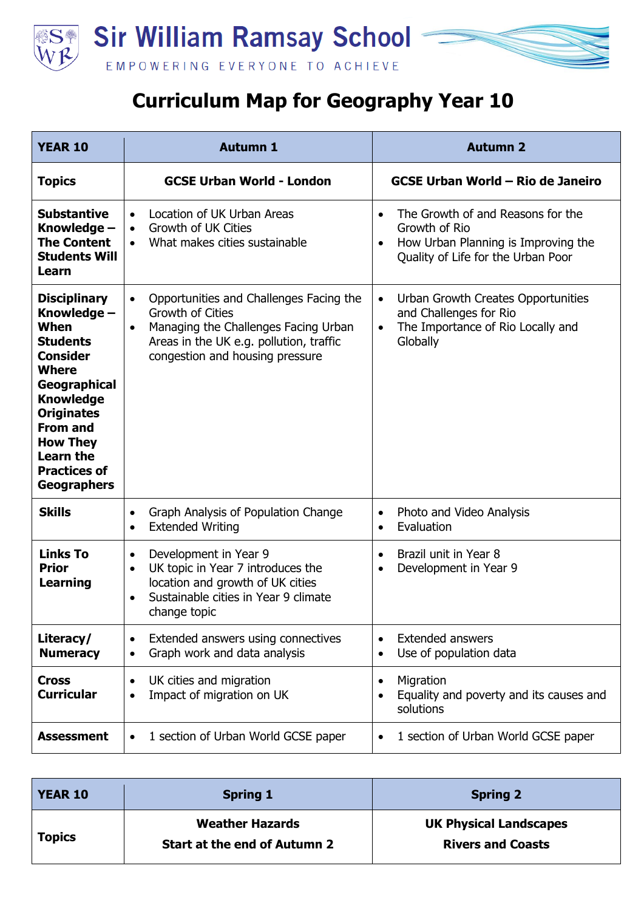# Sir William Ramsay School

EMPOWERING EVERYONE TO ACHIEVE

## Curriculum Map for Geography Year 10

| YEAR 10 | Autumn 1 | Autumn 2 |
|---|---|---|
| **Topics** | **GCSE Urban World - London** | **GCSE Urban World – Rio de Janeiro** |
| **Substantive Knowledge – The Content Students Will Learn** | • Location of UK Urban Areas<br>• Growth of UK Cities<br>• What makes cities sustainable | • The Growth of and Reasons for the Growth of Rio<br>• How Urban Planning is Improving the Quality of Life for the Urban Poor |
| **Disciplinary Knowledge – When Students Consider Where Geographical Knowledge Originates From and How They Learn the Practices of Geographers** | • Opportunities and Challenges Facing the Growth of Cities<br>• Managing the Challenges Facing Urban Areas in the UK e.g. pollution, traffic congestion and housing pressure | • Urban Growth Creates Opportunities and Challenges for Rio<br>• The Importance of Rio Locally and Globally |
| **Skills** | • Graph Analysis of Population Change<br>• Extended Writing | • Photo and Video Analysis<br>• Evaluation |
| **Links To Prior Learning** | • Development in Year 9<br>• UK topic in Year 7 introduces the location and growth of UK cities<br>• Sustainable cities in Year 9 climate change topic | • Brazil unit in Year 8<br>• Development in Year 9 |
| **Literacy/ Numeracy** | • Extended answers using connectives<br>• Graph work and data analysis | • Extended answers<br>• Use of population data |
| **Cross Curricular** | • UK cities and migration<br>• Impact of migration on UK | • Migration<br>• Equality and poverty and its causes and solutions |
| **Assessment** | • 1 section of Urban World GCSE paper | • 1 section of Urban World GCSE paper |

| YEAR 10 | Spring 1 | Spring 2 |
|---|---|---|
| **Topics** | **Weather Hazards**<br>**Start at the end of Autumn 2** | **UK Physical Landscapes**<br>**Rivers and Coasts** |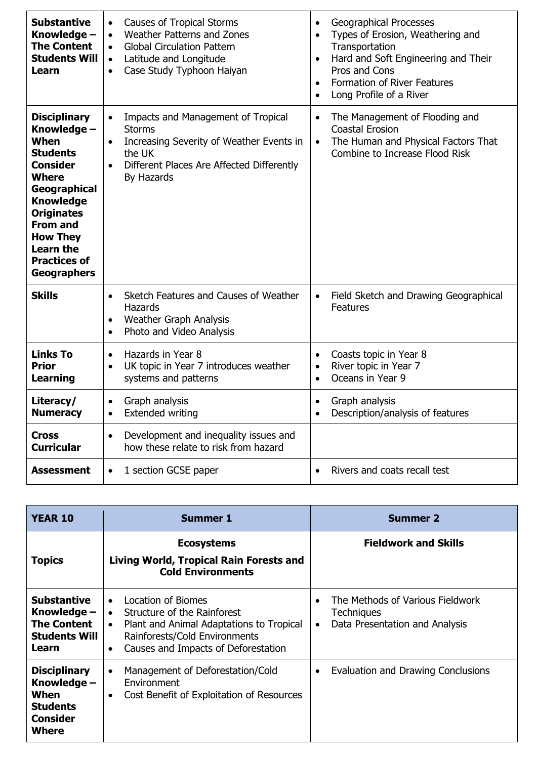| | | |
|---|---|---|
| **Substantive Knowledge – The Content Students Will Learn** | • Causes of Tropical Storms<br>• Weather Patterns and Zones<br>• Global Circulation Pattern<br>• Latitude and Longitude<br>• Case Study Typhoon Haiyan | • Geographical Processes<br>• Types of Erosion, Weathering and Transportation<br>• Hard and Soft Engineering and Their Pros and Cons<br>• Formation of River Features<br>• Long Profile of a River |
| **Disciplinary Knowledge – When Students Consider Where Geographical Knowledge Originates From and How They Learn the Practices of Geographers** | • Impacts and Management of Tropical Storms<br>• Increasing Severity of Weather Events in the UK<br>• Different Places Are Affected Differently By Hazards | • The Management of Flooding and Coastal Erosion<br>• The Human and Physical Factors That Combine to Increase Flood Risk |
| **Skills** | • Sketch Features and Causes of Weather Hazards<br>• Weather Graph Analysis<br>• Photo and Video Analysis | • Field Sketch and Drawing Geographical Features |
| **Links To Prior Learning** | • Hazards in Year 8<br>• UK topic in Year 7 introduces weather systems and patterns | • Coasts topic in Year 8<br>• River topic in Year 7<br>• Oceans in Year 9 |
| **Literacy/ Numeracy** | • Graph analysis<br>• Extended writing | • Graph analysis<br>• Description/analysis of features |
| **Cross Curricular** | • Development and inequality issues and how these relate to risk from hazard | |
| **Assessment** | • 1 section GCSE paper | • Rivers and coats recall test |

| **YEAR 10** | **Summer 1** | **Summer 2** |
|---|---|---|
| **Topics** | **Ecosystems**<br>**Living World, Tropical Rain Forests and Cold Environments** | **Fieldwork and Skills** |
| **Substantive Knowledge – The Content Students Will Learn** | • Location of Biomes<br>• Structure of the Rainforest<br>• Plant and Animal Adaptations to Tropical Rainforests/Cold Environments<br>• Causes and Impacts of Deforestation | • The Methods of Various Fieldwork Techniques<br>• Data Presentation and Analysis |
| **Disciplinary Knowledge – When Students Consider Where** | • Management of Deforestation/Cold Environment<br>• Cost Benefit of Exploitation of Resources | • Evaluation and Drawing Conclusions |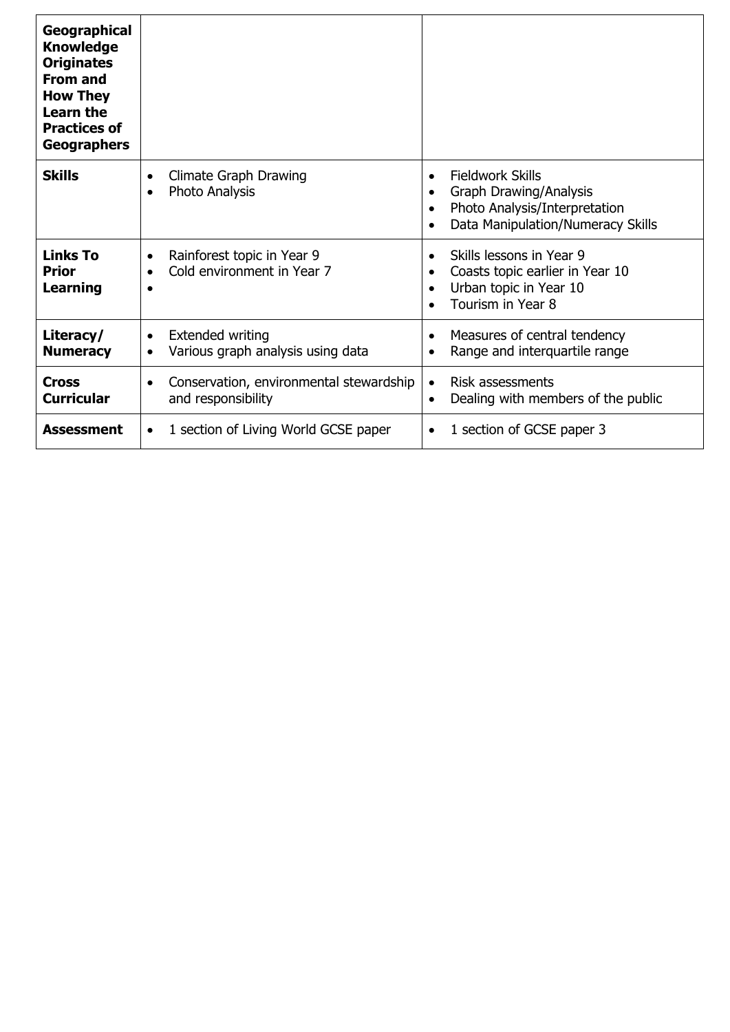| | | |
|---|---|---|
| **Geographical Knowledge Originates From and How They Learn the Practices of Geographers** | | |
| **Skills** | • Climate Graph Drawing<br>• Photo Analysis | • Fieldwork Skills<br>• Graph Drawing/Analysis<br>• Photo Analysis/Interpretation<br>• Data Manipulation/Numeracy Skills |
| **Links To Prior Learning** | • Rainforest topic in Year 9<br>• Cold environment in Year 7<br>• | • Skills lessons in Year 9<br>• Coasts topic earlier in Year 10<br>• Urban topic in Year 10<br>• Tourism in Year 8 |
| **Literacy/ Numeracy** | • Extended writing<br>• Various graph analysis using data | • Measures of central tendency<br>• Range and interquartile range |
| **Cross Curricular** | • Conservation, environmental stewardship and responsibility | • Risk assessments<br>• Dealing with members of the public |
| **Assessment** | • 1 section of Living World GCSE paper | • 1 section of GCSE paper 3 |